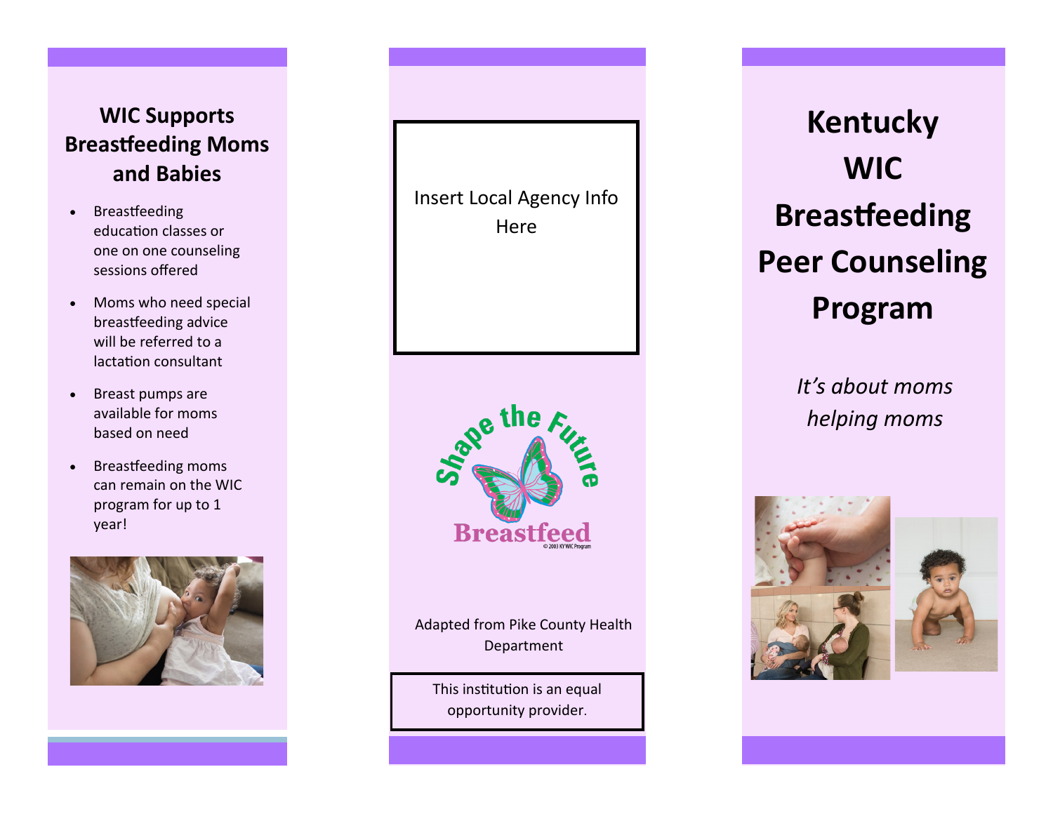## WIC Supports Breastfeeding Moms and Babies

- Breastfeeding education classes or one on one counseling sessions offered
- Moms who need special breastfeeding advice will be referred to a lactation consultant
- Breast pumps are available for moms based on need
- Breastfeeding moms can remain on the WIC program for up to 1 year!

Insert Local Agency Info Here

Shape the Future

Breastfeed

© 2003 KY WIC Program

Adapted from Pike County Health Department

This institution is an equal opportunity provider.

# Kentucky WIC Breastfeeding Peer Counseling Program

*It's about moms helping moms*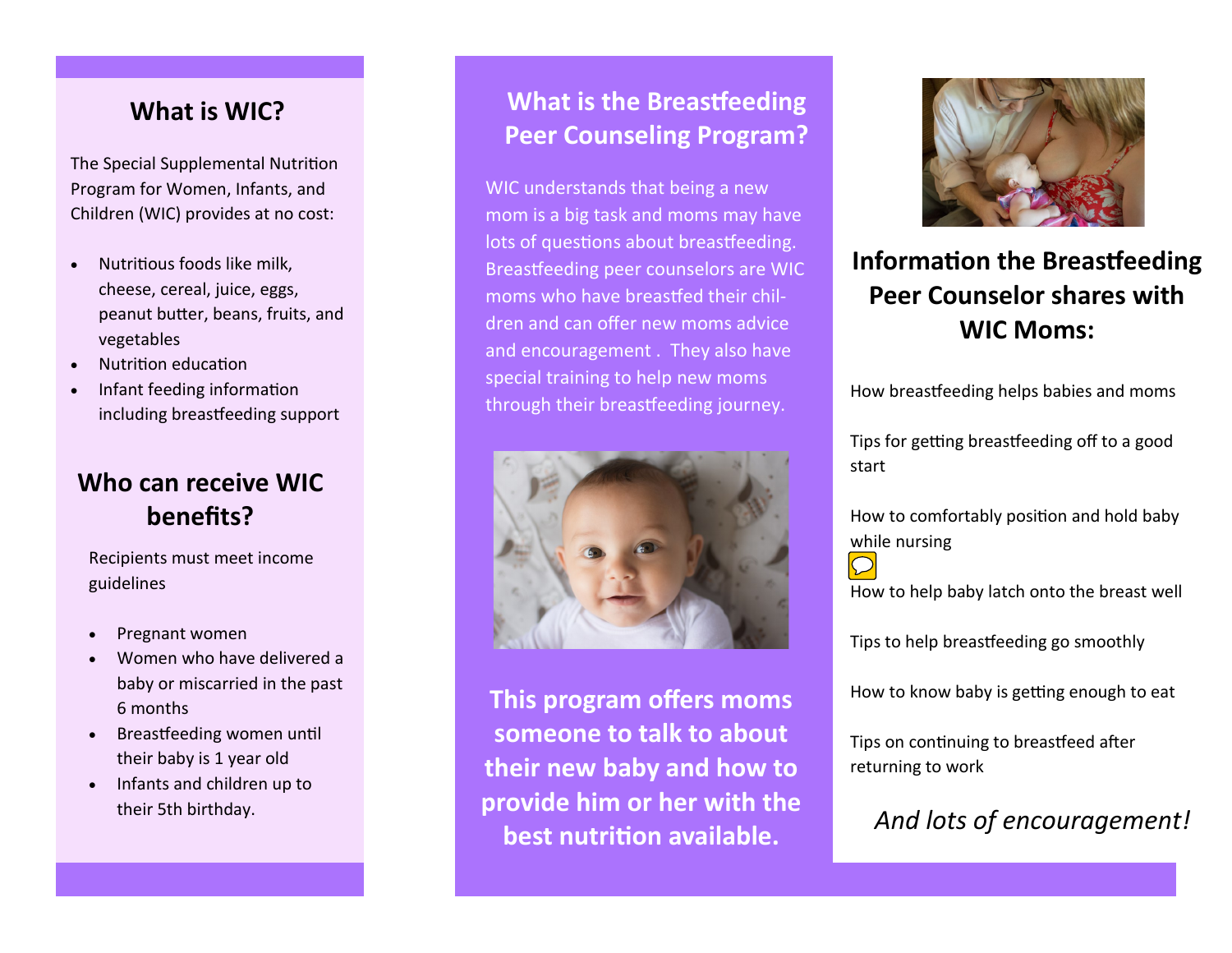## What is WIC?

The Special Supplemental Nutrition Program for Women, Infants, and Children (WIC) provides at no cost:

- Nutritious foods like milk, cheese, cereal, juice, eggs, peanut butter, beans, fruits, and vegetables
- Nutrition education
- Infant feeding information including breastfeeding support

## Who can receive WIC benefits?

Recipients must meet income guidelines

- Pregnant women
- Women who have delivered a baby or miscarried in the past 6 months
- Breastfeeding women until their baby is 1 year old
- Infants and children up to their 5th birthday.

## What is the Breastfeeding Peer Counseling Program?

WIC understands that being a new mom is a big task and moms may have lots of questions about breastfeeding. Breastfeeding peer counselors are WIC moms who have breastfed their children and can offer new moms advice and encouragement . They also have special training to help new moms through their breastfeeding journey.

**This program offers moms someone to talk to about their new baby and how to provide him or her with the best nutrition available.**

## Information the Breastfeeding Peer Counselor shares with WIC Moms:

How breastfeeding helps babies and moms

Tips for getting breastfeeding off to a good start

How to comfortably position and hold baby while nursing

How to help baby latch onto the breast well

Tips to help breastfeeding go smoothly

How to know baby is getting enough to eat

Tips on continuing to breastfeed after returning to work

*And lots of encouragement!*